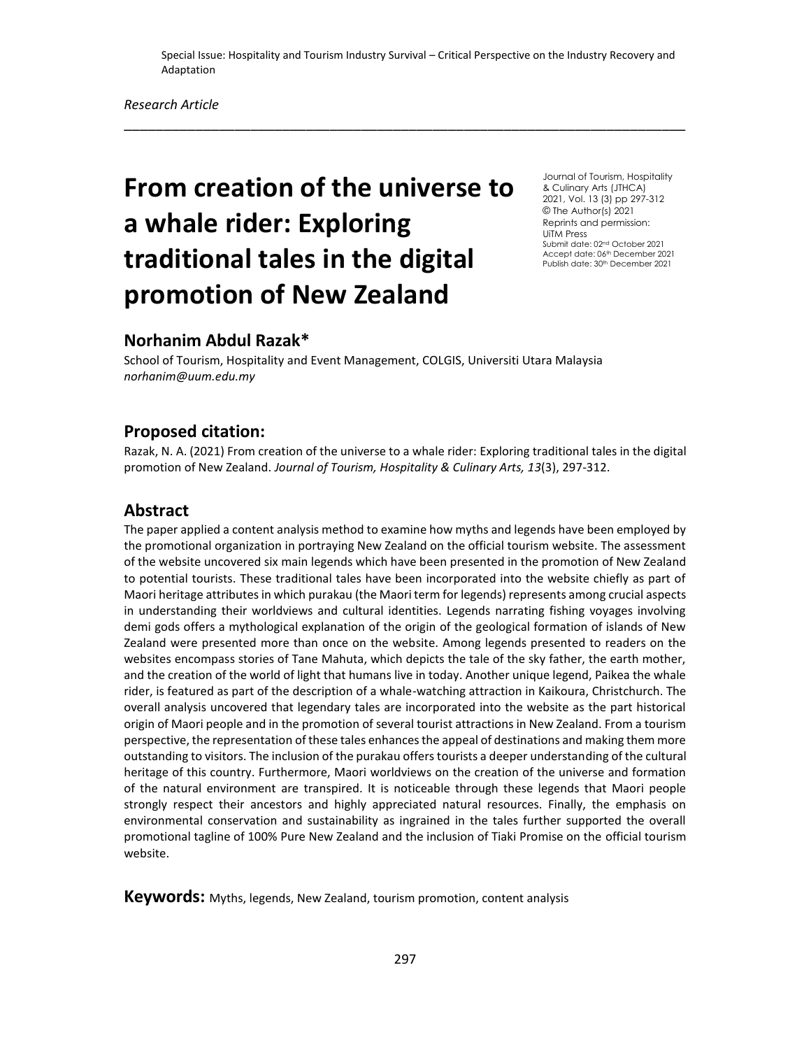Special Issue: Hospitality and Tourism Industry Survival – Critical Perspective on the Industry Recovery and Adaptation

*Research Article*

# From creation of the universe to a whale rider: Exploring traditional tales in the digital promotion of New Zealand

Journal of Tourism, Hospitality & Culinary Arts (JTHCA)
2021, Vol. 13 (3) pp 297-312
© The Author(s) 2021
Reprints and permission: UiTM Press
Submit date: 02nd October 2021
Accept date: 06th December 2021
Publish date: 30th December 2021

## Norhanim Abdul Razak*

School of Tourism, Hospitality and Event Management, COLGIS, Universiti Utara Malaysia
*norhanim@uum.edu.my*

## Proposed citation:

Razak, N. A. (2021) From creation of the universe to a whale rider: Exploring traditional tales in the digital promotion of New Zealand. *Journal of Tourism, Hospitality & Culinary Arts, 13*(3), 297-312.

## Abstract

The paper applied a content analysis method to examine how myths and legends have been employed by the promotional organization in portraying New Zealand on the official tourism website. The assessment of the website uncovered six main legends which have been presented in the promotion of New Zealand to potential tourists. These traditional tales have been incorporated into the website chiefly as part of Maori heritage attributes in which purakau (the Maori term for legends) represents among crucial aspects in understanding their worldviews and cultural identities. Legends narrating fishing voyages involving demi gods offers a mythological explanation of the origin of the geological formation of islands of New Zealand were presented more than once on the website. Among legends presented to readers on the websites encompass stories of Tane Mahuta, which depicts the tale of the sky father, the earth mother, and the creation of the world of light that humans live in today. Another unique legend, Paikea the whale rider, is featured as part of the description of a whale-watching attraction in Kaikoura, Christchurch. The overall analysis uncovered that legendary tales are incorporated into the website as the part historical origin of Maori people and in the promotion of several tourist attractions in New Zealand. From a tourism perspective, the representation of these tales enhances the appeal of destinations and making them more outstanding to visitors. The inclusion of the purakau offers tourists a deeper understanding of the cultural heritage of this country. Furthermore, Maori worldviews on the creation of the universe and formation of the natural environment are transpired. It is noticeable through these legends that Maori people strongly respect their ancestors and highly appreciated natural resources. Finally, the emphasis on environmental conservation and sustainability as ingrained in the tales further supported the overall promotional tagline of 100% Pure New Zealand and the inclusion of Tiaki Promise on the official tourism website.

**Keywords:** Myths, legends, New Zealand, tourism promotion, content analysis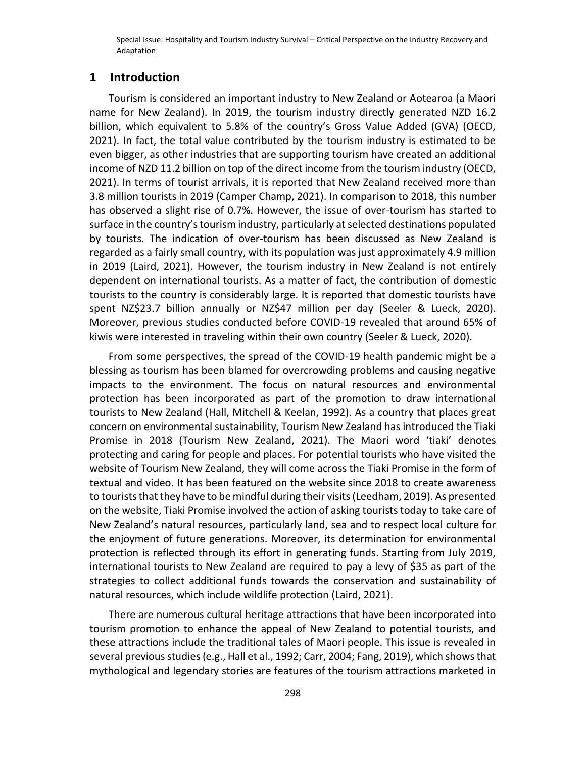## 1 Introduction

Tourism is considered an important industry to New Zealand or Aotearoa (a Maori name for New Zealand). In 2019, the tourism industry directly generated NZD 16.2 billion, which equivalent to 5.8% of the country's Gross Value Added (GVA) (OECD, 2021). In fact, the total value contributed by the tourism industry is estimated to be even bigger, as other industries that are supporting tourism have created an additional income of NZD 11.2 billion on top of the direct income from the tourism industry (OECD, 2021). In terms of tourist arrivals, it is reported that New Zealand received more than 3.8 million tourists in 2019 (Camper Champ, 2021). In comparison to 2018, this number has observed a slight rise of 0.7%. However, the issue of over-tourism has started to surface in the country's tourism industry, particularly at selected destinations populated by tourists. The indication of over-tourism has been discussed as New Zealand is regarded as a fairly small country, with its population was just approximately 4.9 million in 2019 (Laird, 2021). However, the tourism industry in New Zealand is not entirely dependent on international tourists. As a matter of fact, the contribution of domestic tourists to the country is considerably large. It is reported that domestic tourists have spent NZ$23.7 billion annually or NZ$47 million per day (Seeler & Lueck, 2020). Moreover, previous studies conducted before COVID-19 revealed that around 65% of kiwis were interested in traveling within their own country (Seeler & Lueck, 2020).

From some perspectives, the spread of the COVID-19 health pandemic might be a blessing as tourism has been blamed for overcrowding problems and causing negative impacts to the environment. The focus on natural resources and environmental protection has been incorporated as part of the promotion to draw international tourists to New Zealand (Hall, Mitchell & Keelan, 1992). As a country that places great concern on environmental sustainability, Tourism New Zealand has introduced the Tiaki Promise in 2018 (Tourism New Zealand, 2021). The Maori word 'tiaki' denotes protecting and caring for people and places. For potential tourists who have visited the website of Tourism New Zealand, they will come across the Tiaki Promise in the form of textual and video. It has been featured on the website since 2018 to create awareness to tourists that they have to be mindful during their visits (Leedham, 2019). As presented on the website, Tiaki Promise involved the action of asking tourists today to take care of New Zealand's natural resources, particularly land, sea and to respect local culture for the enjoyment of future generations. Moreover, its determination for environmental protection is reflected through its effort in generating funds. Starting from July 2019, international tourists to New Zealand are required to pay a levy of $35 as part of the strategies to collect additional funds towards the conservation and sustainability of natural resources, which include wildlife protection (Laird, 2021).

There are numerous cultural heritage attractions that have been incorporated into tourism promotion to enhance the appeal of New Zealand to potential tourists, and these attractions include the traditional tales of Maori people. This issue is revealed in several previous studies (e.g., Hall et al., 1992; Carr, 2004; Fang, 2019), which shows that mythological and legendary stories are features of the tourism attractions marketed in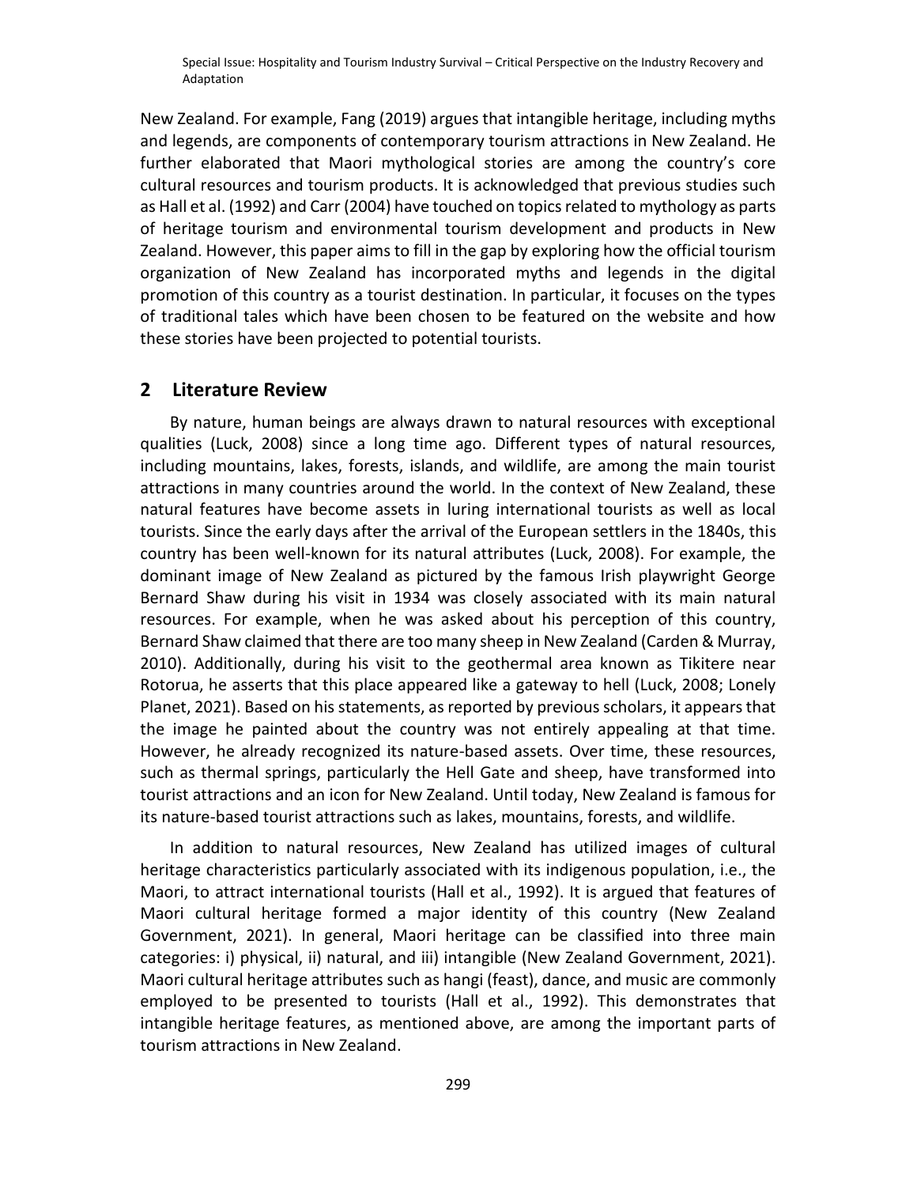New Zealand. For example, Fang (2019) argues that intangible heritage, including myths and legends, are components of contemporary tourism attractions in New Zealand. He further elaborated that Maori mythological stories are among the country's core cultural resources and tourism products. It is acknowledged that previous studies such as Hall et al. (1992) and Carr (2004) have touched on topics related to mythology as parts of heritage tourism and environmental tourism development and products in New Zealand. However, this paper aims to fill in the gap by exploring how the official tourism organization of New Zealand has incorporated myths and legends in the digital promotion of this country as a tourist destination. In particular, it focuses on the types of traditional tales which have been chosen to be featured on the website and how these stories have been projected to potential tourists.

## 2 Literature Review

By nature, human beings are always drawn to natural resources with exceptional qualities (Luck, 2008) since a long time ago. Different types of natural resources, including mountains, lakes, forests, islands, and wildlife, are among the main tourist attractions in many countries around the world. In the context of New Zealand, these natural features have become assets in luring international tourists as well as local tourists. Since the early days after the arrival of the European settlers in the 1840s, this country has been well-known for its natural attributes (Luck, 2008). For example, the dominant image of New Zealand as pictured by the famous Irish playwright George Bernard Shaw during his visit in 1934 was closely associated with its main natural resources. For example, when he was asked about his perception of this country, Bernard Shaw claimed that there are too many sheep in New Zealand (Carden & Murray, 2010). Additionally, during his visit to the geothermal area known as Tikitere near Rotorua, he asserts that this place appeared like a gateway to hell (Luck, 2008; Lonely Planet, 2021). Based on his statements, as reported by previous scholars, it appears that the image he painted about the country was not entirely appealing at that time. However, he already recognized its nature-based assets. Over time, these resources, such as thermal springs, particularly the Hell Gate and sheep, have transformed into tourist attractions and an icon for New Zealand. Until today, New Zealand is famous for its nature-based tourist attractions such as lakes, mountains, forests, and wildlife.

In addition to natural resources, New Zealand has utilized images of cultural heritage characteristics particularly associated with its indigenous population, i.e., the Maori, to attract international tourists (Hall et al., 1992). It is argued that features of Maori cultural heritage formed a major identity of this country (New Zealand Government, 2021). In general, Maori heritage can be classified into three main categories: i) physical, ii) natural, and iii) intangible (New Zealand Government, 2021). Maori cultural heritage attributes such as hangi (feast), dance, and music are commonly employed to be presented to tourists (Hall et al., 1992). This demonstrates that intangible heritage features, as mentioned above, are among the important parts of tourism attractions in New Zealand.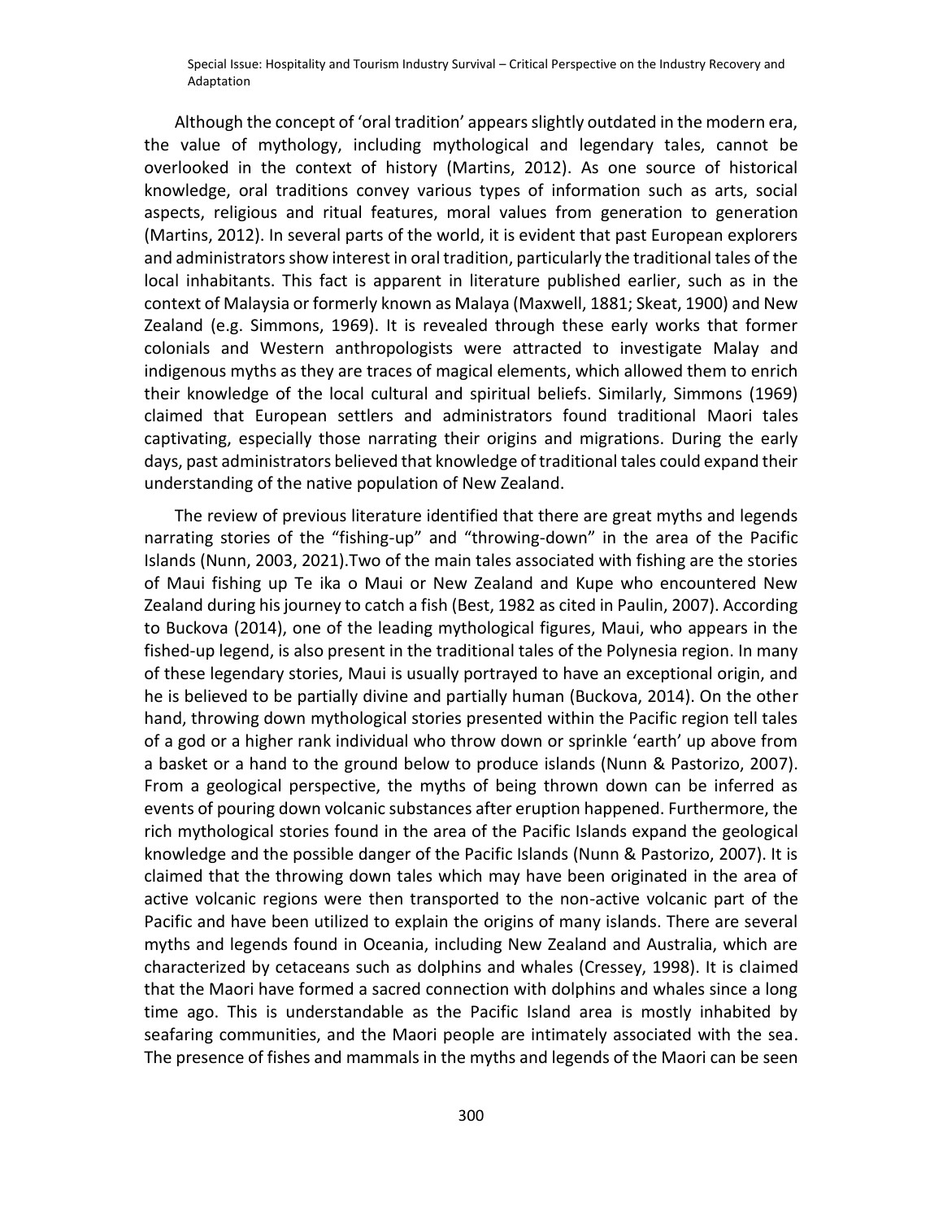Although the concept of 'oral tradition' appears slightly outdated in the modern era, the value of mythology, including mythological and legendary tales, cannot be overlooked in the context of history (Martins, 2012). As one source of historical knowledge, oral traditions convey various types of information such as arts, social aspects, religious and ritual features, moral values from generation to generation (Martins, 2012). In several parts of the world, it is evident that past European explorers and administrators show interest in oral tradition, particularly the traditional tales of the local inhabitants. This fact is apparent in literature published earlier, such as in the context of Malaysia or formerly known as Malaya (Maxwell, 1881; Skeat, 1900) and New Zealand (e.g. Simmons, 1969). It is revealed through these early works that former colonials and Western anthropologists were attracted to investigate Malay and indigenous myths as they are traces of magical elements, which allowed them to enrich their knowledge of the local cultural and spiritual beliefs. Similarly, Simmons (1969) claimed that European settlers and administrators found traditional Maori tales captivating, especially those narrating their origins and migrations. During the early days, past administrators believed that knowledge of traditional tales could expand their understanding of the native population of New Zealand.

The review of previous literature identified that there are great myths and legends narrating stories of the "fishing-up" and "throwing-down" in the area of the Pacific Islands (Nunn, 2003, 2021).Two of the main tales associated with fishing are the stories of Maui fishing up Te ika o Maui or New Zealand and Kupe who encountered New Zealand during his journey to catch a fish (Best, 1982 as cited in Paulin, 2007). According to Buckova (2014), one of the leading mythological figures, Maui, who appears in the fished-up legend, is also present in the traditional tales of the Polynesia region. In many of these legendary stories, Maui is usually portrayed to have an exceptional origin, and he is believed to be partially divine and partially human (Buckova, 2014). On the other hand, throwing down mythological stories presented within the Pacific region tell tales of a god or a higher rank individual who throw down or sprinkle 'earth' up above from a basket or a hand to the ground below to produce islands (Nunn & Pastorizo, 2007). From a geological perspective, the myths of being thrown down can be inferred as events of pouring down volcanic substances after eruption happened. Furthermore, the rich mythological stories found in the area of the Pacific Islands expand the geological knowledge and the possible danger of the Pacific Islands (Nunn & Pastorizo, 2007). It is claimed that the throwing down tales which may have been originated in the area of active volcanic regions were then transported to the non-active volcanic part of the Pacific and have been utilized to explain the origins of many islands. There are several myths and legends found in Oceania, including New Zealand and Australia, which are characterized by cetaceans such as dolphins and whales (Cressey, 1998). It is claimed that the Maori have formed a sacred connection with dolphins and whales since a long time ago. This is understandable as the Pacific Island area is mostly inhabited by seafaring communities, and the Maori people are intimately associated with the sea. The presence of fishes and mammals in the myths and legends of the Maori can be seen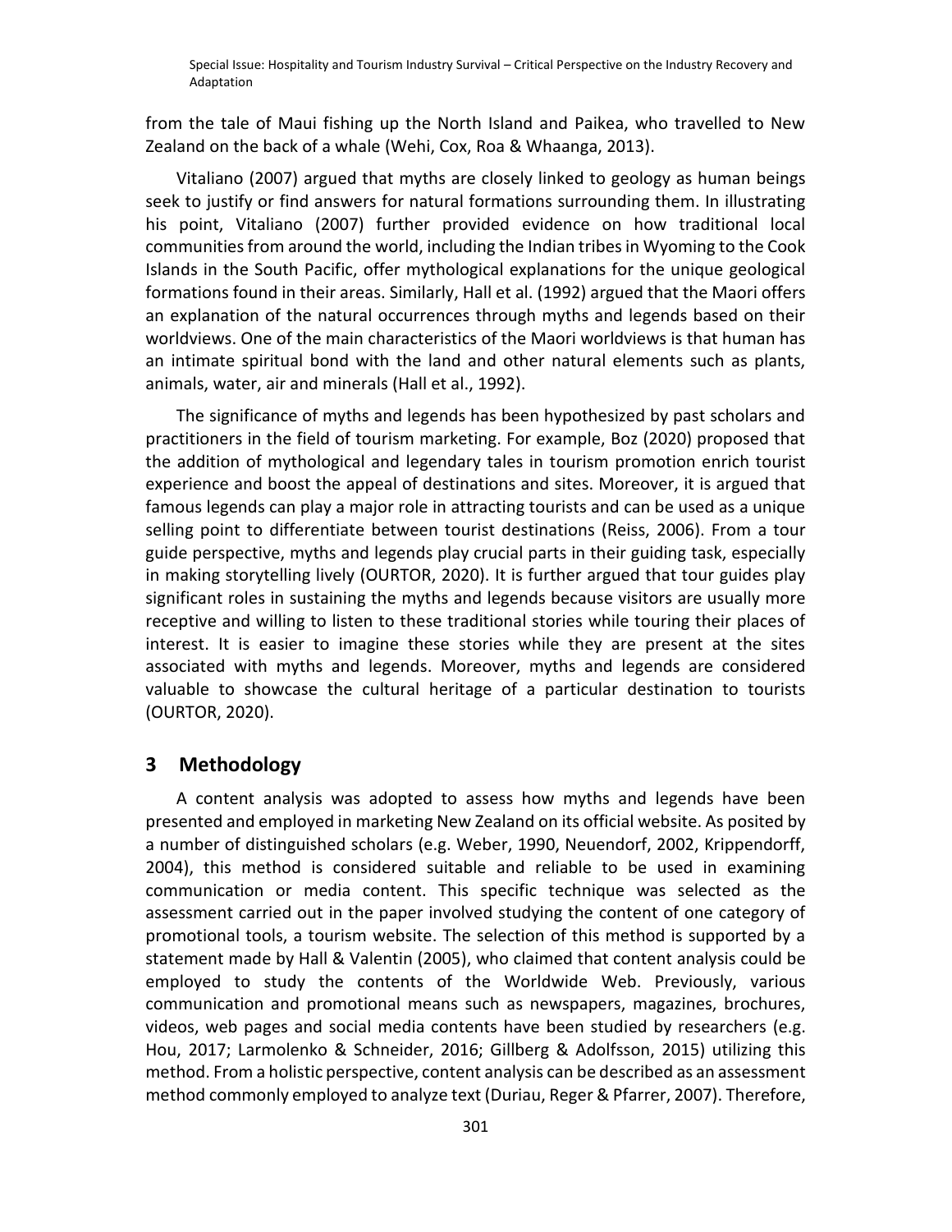from the tale of Maui fishing up the North Island and Paikea, who travelled to New Zealand on the back of a whale (Wehi, Cox, Roa & Whaanga, 2013).

Vitaliano (2007) argued that myths are closely linked to geology as human beings seek to justify or find answers for natural formations surrounding them. In illustrating his point, Vitaliano (2007) further provided evidence on how traditional local communities from around the world, including the Indian tribes in Wyoming to the Cook Islands in the South Pacific, offer mythological explanations for the unique geological formations found in their areas. Similarly, Hall et al. (1992) argued that the Maori offers an explanation of the natural occurrences through myths and legends based on their worldviews. One of the main characteristics of the Maori worldviews is that human has an intimate spiritual bond with the land and other natural elements such as plants, animals, water, air and minerals (Hall et al., 1992).

The significance of myths and legends has been hypothesized by past scholars and practitioners in the field of tourism marketing. For example, Boz (2020) proposed that the addition of mythological and legendary tales in tourism promotion enrich tourist experience and boost the appeal of destinations and sites. Moreover, it is argued that famous legends can play a major role in attracting tourists and can be used as a unique selling point to differentiate between tourist destinations (Reiss, 2006). From a tour guide perspective, myths and legends play crucial parts in their guiding task, especially in making storytelling lively (OURTOR, 2020). It is further argued that tour guides play significant roles in sustaining the myths and legends because visitors are usually more receptive and willing to listen to these traditional stories while touring their places of interest. It is easier to imagine these stories while they are present at the sites associated with myths and legends. Moreover, myths and legends are considered valuable to showcase the cultural heritage of a particular destination to tourists (OURTOR, 2020).

## 3 Methodology

A content analysis was adopted to assess how myths and legends have been presented and employed in marketing New Zealand on its official website. As posited by a number of distinguished scholars (e.g. Weber, 1990, Neuendorf, 2002, Krippendorff, 2004), this method is considered suitable and reliable to be used in examining communication or media content. This specific technique was selected as the assessment carried out in the paper involved studying the content of one category of promotional tools, a tourism website. The selection of this method is supported by a statement made by Hall & Valentin (2005), who claimed that content analysis could be employed to study the contents of the Worldwide Web. Previously, various communication and promotional means such as newspapers, magazines, brochures, videos, web pages and social media contents have been studied by researchers (e.g. Hou, 2017; Larmolenko & Schneider, 2016; Gillberg & Adolfsson, 2015) utilizing this method. From a holistic perspective, content analysis can be described as an assessment method commonly employed to analyze text (Duriau, Reger & Pfarrer, 2007). Therefore,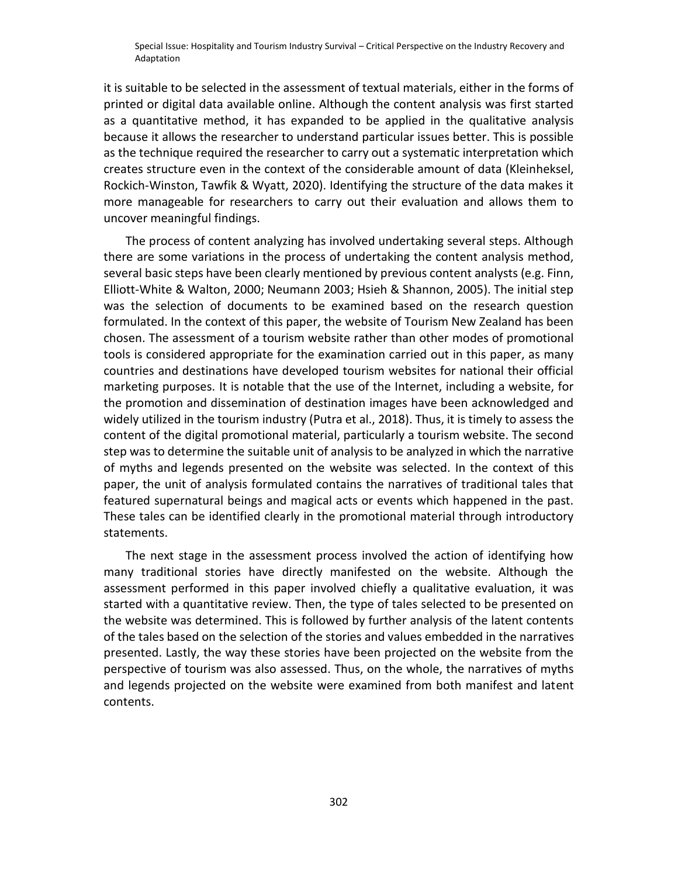it is suitable to be selected in the assessment of textual materials, either in the forms of printed or digital data available online. Although the content analysis was first started as a quantitative method, it has expanded to be applied in the qualitative analysis because it allows the researcher to understand particular issues better. This is possible as the technique required the researcher to carry out a systematic interpretation which creates structure even in the context of the considerable amount of data (Kleinheksel, Rockich-Winston, Tawfik & Wyatt, 2020). Identifying the structure of the data makes it more manageable for researchers to carry out their evaluation and allows them to uncover meaningful findings.

The process of content analyzing has involved undertaking several steps. Although there are some variations in the process of undertaking the content analysis method, several basic steps have been clearly mentioned by previous content analysts (e.g. Finn, Elliott-White & Walton, 2000; Neumann 2003; Hsieh & Shannon, 2005). The initial step was the selection of documents to be examined based on the research question formulated. In the context of this paper, the website of Tourism New Zealand has been chosen. The assessment of a tourism website rather than other modes of promotional tools is considered appropriate for the examination carried out in this paper, as many countries and destinations have developed tourism websites for national their official marketing purposes. It is notable that the use of the Internet, including a website, for the promotion and dissemination of destination images have been acknowledged and widely utilized in the tourism industry (Putra et al., 2018). Thus, it is timely to assess the content of the digital promotional material, particularly a tourism website. The second step was to determine the suitable unit of analysis to be analyzed in which the narrative of myths and legends presented on the website was selected. In the context of this paper, the unit of analysis formulated contains the narratives of traditional tales that featured supernatural beings and magical acts or events which happened in the past. These tales can be identified clearly in the promotional material through introductory statements.

The next stage in the assessment process involved the action of identifying how many traditional stories have directly manifested on the website. Although the assessment performed in this paper involved chiefly a qualitative evaluation, it was started with a quantitative review. Then, the type of tales selected to be presented on the website was determined. This is followed by further analysis of the latent contents of the tales based on the selection of the stories and values embedded in the narratives presented. Lastly, the way these stories have been projected on the website from the perspective of tourism was also assessed. Thus, on the whole, the narratives of myths and legends projected on the website were examined from both manifest and latent contents.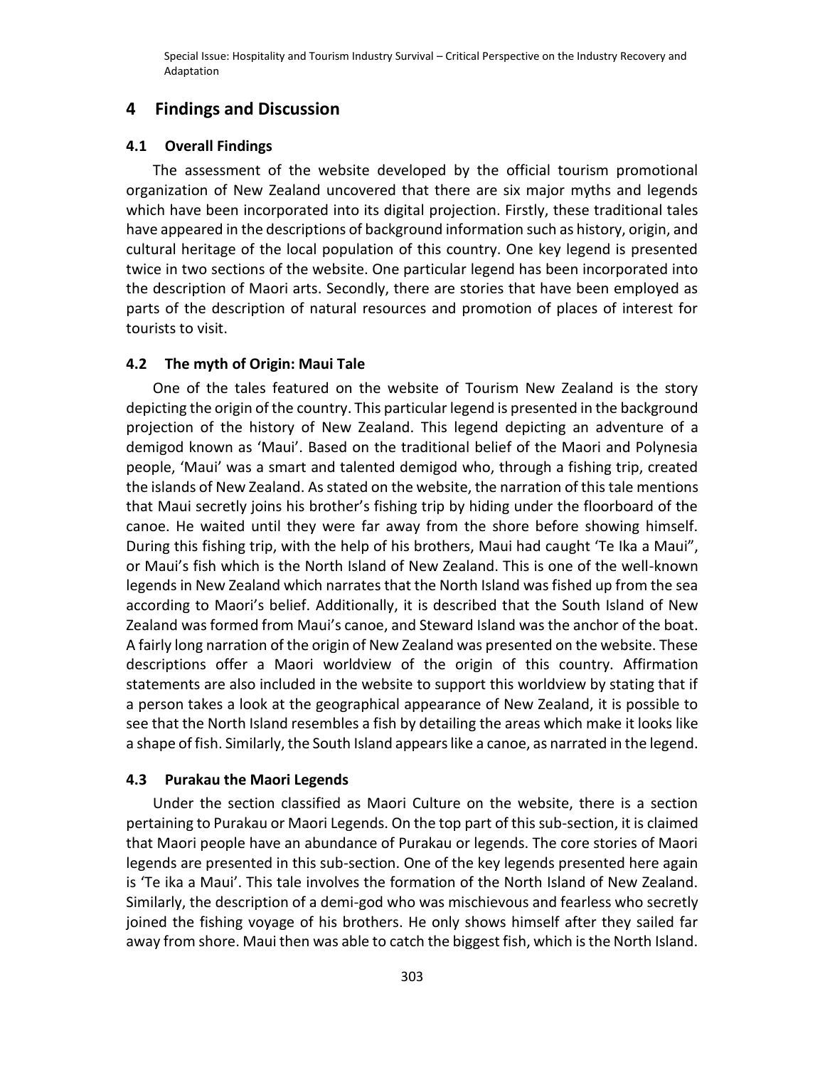## 4 Findings and Discussion

### 4.1 Overall Findings

The assessment of the website developed by the official tourism promotional organization of New Zealand uncovered that there are six major myths and legends which have been incorporated into its digital projection. Firstly, these traditional tales have appeared in the descriptions of background information such as history, origin, and cultural heritage of the local population of this country. One key legend is presented twice in two sections of the website. One particular legend has been incorporated into the description of Maori arts. Secondly, there are stories that have been employed as parts of the description of natural resources and promotion of places of interest for tourists to visit.

### 4.2 The myth of Origin: Maui Tale

One of the tales featured on the website of Tourism New Zealand is the story depicting the origin of the country. This particular legend is presented in the background projection of the history of New Zealand. This legend depicting an adventure of a demigod known as 'Maui'. Based on the traditional belief of the Maori and Polynesia people, 'Maui' was a smart and talented demigod who, through a fishing trip, created the islands of New Zealand. As stated on the website, the narration of this tale mentions that Maui secretly joins his brother's fishing trip by hiding under the floorboard of the canoe. He waited until they were far away from the shore before showing himself. During this fishing trip, with the help of his brothers, Maui had caught 'Te Ika a Maui", or Maui's fish which is the North Island of New Zealand. This is one of the well-known legends in New Zealand which narrates that the North Island was fished up from the sea according to Maori's belief. Additionally, it is described that the South Island of New Zealand was formed from Maui's canoe, and Steward Island was the anchor of the boat. A fairly long narration of the origin of New Zealand was presented on the website. These descriptions offer a Maori worldview of the origin of this country. Affirmation statements are also included in the website to support this worldview by stating that if a person takes a look at the geographical appearance of New Zealand, it is possible to see that the North Island resembles a fish by detailing the areas which make it looks like a shape of fish. Similarly, the South Island appears like a canoe, as narrated in the legend.

### 4.3 Purakau the Maori Legends

Under the section classified as Maori Culture on the website, there is a section pertaining to Purakau or Maori Legends. On the top part of this sub-section, it is claimed that Maori people have an abundance of Purakau or legends. The core stories of Maori legends are presented in this sub-section. One of the key legends presented here again is 'Te ika a Maui'. This tale involves the formation of the North Island of New Zealand. Similarly, the description of a demi-god who was mischievous and fearless who secretly joined the fishing voyage of his brothers. He only shows himself after they sailed far away from shore. Maui then was able to catch the biggest fish, which is the North Island.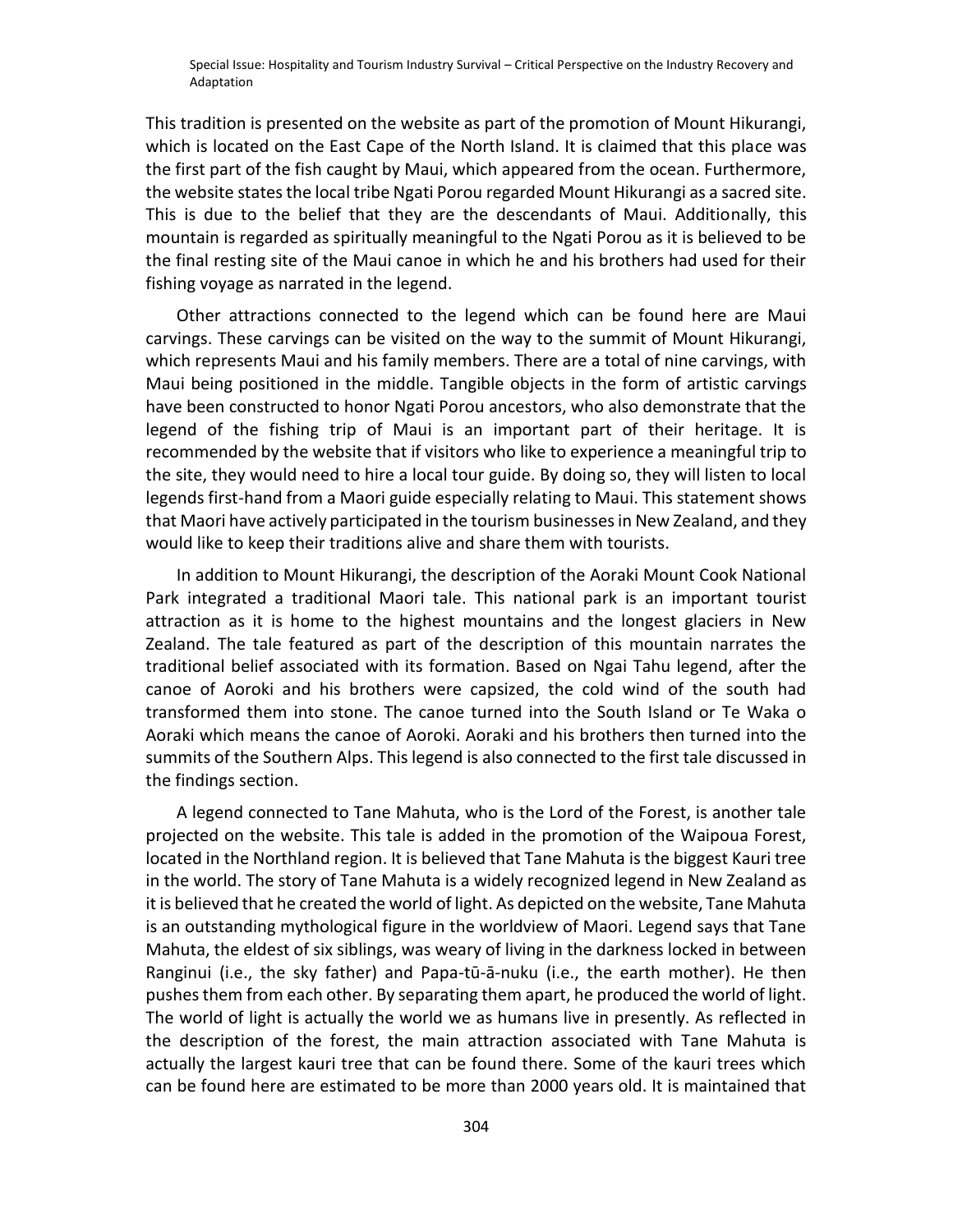This tradition is presented on the website as part of the promotion of Mount Hikurangi, which is located on the East Cape of the North Island. It is claimed that this place was the first part of the fish caught by Maui, which appeared from the ocean. Furthermore, the website states the local tribe Ngati Porou regarded Mount Hikurangi as a sacred site. This is due to the belief that they are the descendants of Maui. Additionally, this mountain is regarded as spiritually meaningful to the Ngati Porou as it is believed to be the final resting site of the Maui canoe in which he and his brothers had used for their fishing voyage as narrated in the legend.

Other attractions connected to the legend which can be found here are Maui carvings. These carvings can be visited on the way to the summit of Mount Hikurangi, which represents Maui and his family members. There are a total of nine carvings, with Maui being positioned in the middle. Tangible objects in the form of artistic carvings have been constructed to honor Ngati Porou ancestors, who also demonstrate that the legend of the fishing trip of Maui is an important part of their heritage. It is recommended by the website that if visitors who like to experience a meaningful trip to the site, they would need to hire a local tour guide. By doing so, they will listen to local legends first-hand from a Maori guide especially relating to Maui. This statement shows that Maori have actively participated in the tourism businesses in New Zealand, and they would like to keep their traditions alive and share them with tourists.

In addition to Mount Hikurangi, the description of the Aoraki Mount Cook National Park integrated a traditional Maori tale. This national park is an important tourist attraction as it is home to the highest mountains and the longest glaciers in New Zealand. The tale featured as part of the description of this mountain narrates the traditional belief associated with its formation. Based on Ngai Tahu legend, after the canoe of Aoroki and his brothers were capsized, the cold wind of the south had transformed them into stone. The canoe turned into the South Island or Te Waka o Aoraki which means the canoe of Aoroki. Aoraki and his brothers then turned into the summits of the Southern Alps. This legend is also connected to the first tale discussed in the findings section.

A legend connected to Tane Mahuta, who is the Lord of the Forest, is another tale projected on the website. This tale is added in the promotion of the Waipoua Forest, located in the Northland region. It is believed that Tane Mahuta is the biggest Kauri tree in the world. The story of Tane Mahuta is a widely recognized legend in New Zealand as it is believed that he created the world of light. As depicted on the website, Tane Mahuta is an outstanding mythological figure in the worldview of Maori. Legend says that Tane Mahuta, the eldest of six siblings, was weary of living in the darkness locked in between Ranginui (i.e., the sky father) and Papa-tū-ā-nuku (i.e., the earth mother). He then pushes them from each other. By separating them apart, he produced the world of light. The world of light is actually the world we as humans live in presently. As reflected in the description of the forest, the main attraction associated with Tane Mahuta is actually the largest kauri tree that can be found there. Some of the kauri trees which can be found here are estimated to be more than 2000 years old. It is maintained that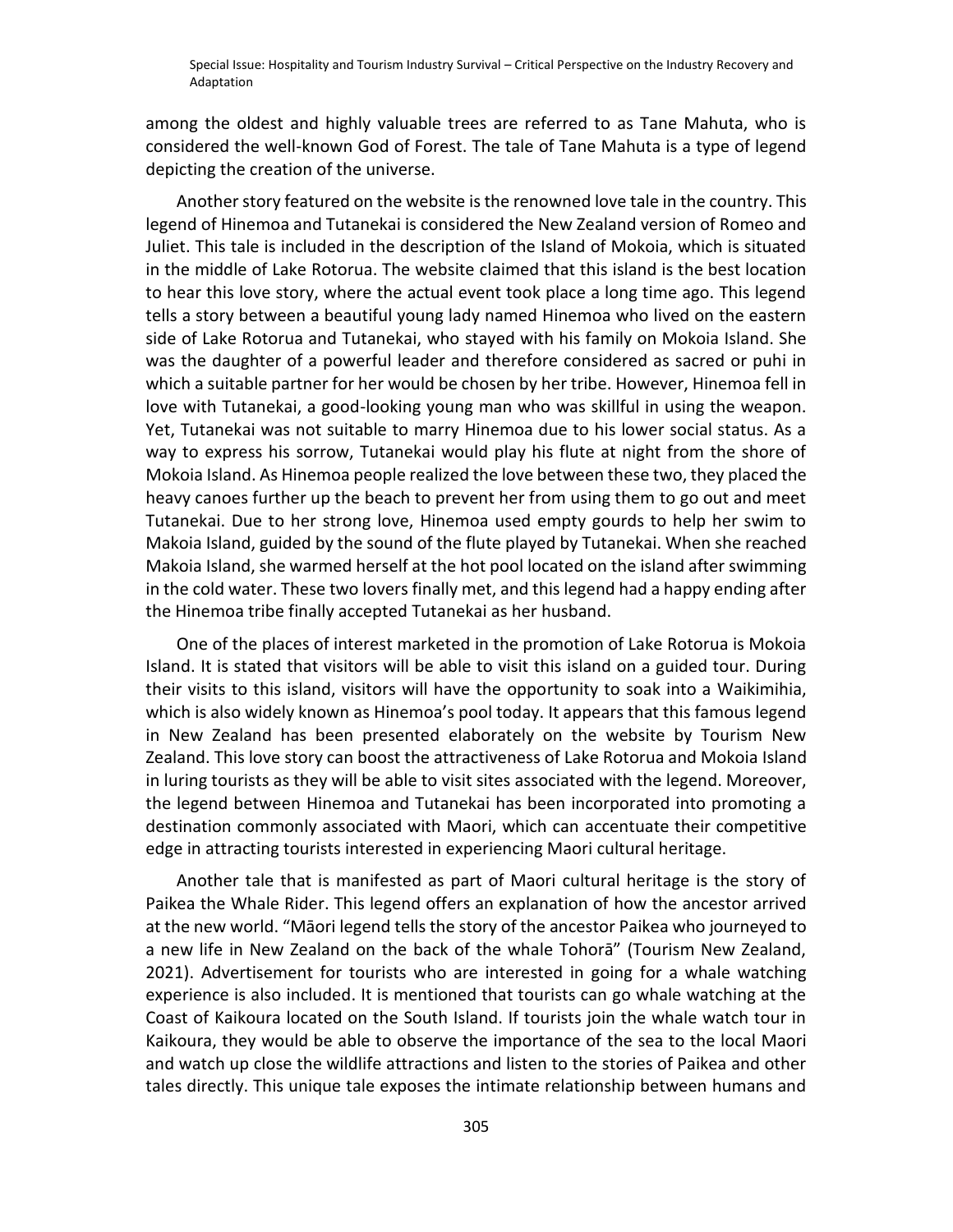among the oldest and highly valuable trees are referred to as Tane Mahuta, who is considered the well-known God of Forest. The tale of Tane Mahuta is a type of legend depicting the creation of the universe.

Another story featured on the website is the renowned love tale in the country. This legend of Hinemoa and Tutanekai is considered the New Zealand version of Romeo and Juliet. This tale is included in the description of the Island of Mokoia, which is situated in the middle of Lake Rotorua. The website claimed that this island is the best location to hear this love story, where the actual event took place a long time ago. This legend tells a story between a beautiful young lady named Hinemoa who lived on the eastern side of Lake Rotorua and Tutanekai, who stayed with his family on Mokoia Island. She was the daughter of a powerful leader and therefore considered as sacred or puhi in which a suitable partner for her would be chosen by her tribe. However, Hinemoa fell in love with Tutanekai, a good-looking young man who was skillful in using the weapon. Yet, Tutanekai was not suitable to marry Hinemoa due to his lower social status. As a way to express his sorrow, Tutanekai would play his flute at night from the shore of Mokoia Island. As Hinemoa people realized the love between these two, they placed the heavy canoes further up the beach to prevent her from using them to go out and meet Tutanekai. Due to her strong love, Hinemoa used empty gourds to help her swim to Makoia Island, guided by the sound of the flute played by Tutanekai. When she reached Makoia Island, she warmed herself at the hot pool located on the island after swimming in the cold water. These two lovers finally met, and this legend had a happy ending after the Hinemoa tribe finally accepted Tutanekai as her husband.

One of the places of interest marketed in the promotion of Lake Rotorua is Mokoia Island. It is stated that visitors will be able to visit this island on a guided tour. During their visits to this island, visitors will have the opportunity to soak into a Waikimihia, which is also widely known as Hinemoa's pool today. It appears that this famous legend in New Zealand has been presented elaborately on the website by Tourism New Zealand. This love story can boost the attractiveness of Lake Rotorua and Mokoia Island in luring tourists as they will be able to visit sites associated with the legend. Moreover, the legend between Hinemoa and Tutanekai has been incorporated into promoting a destination commonly associated with Maori, which can accentuate their competitive edge in attracting tourists interested in experiencing Maori cultural heritage.

Another tale that is manifested as part of Maori cultural heritage is the story of Paikea the Whale Rider. This legend offers an explanation of how the ancestor arrived at the new world. "Māori legend tells the story of the ancestor Paikea who journeyed to a new life in New Zealand on the back of the whale Tohorā" (Tourism New Zealand, 2021). Advertisement for tourists who are interested in going for a whale watching experience is also included. It is mentioned that tourists can go whale watching at the Coast of Kaikoura located on the South Island. If tourists join the whale watch tour in Kaikoura, they would be able to observe the importance of the sea to the local Maori and watch up close the wildlife attractions and listen to the stories of Paikea and other tales directly. This unique tale exposes the intimate relationship between humans and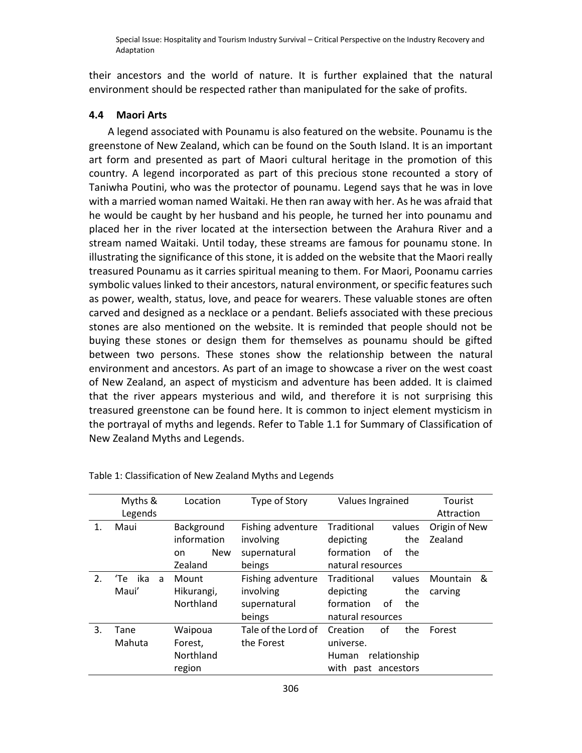their ancestors and the world of nature. It is further explained that the natural environment should be respected rather than manipulated for the sake of profits.

### 4.4 Maori Arts

A legend associated with Pounamu is also featured on the website. Pounamu is the greenstone of New Zealand, which can be found on the South Island. It is an important art form and presented as part of Maori cultural heritage in the promotion of this country. A legend incorporated as part of this precious stone recounted a story of Taniwha Poutini, who was the protector of pounamu. Legend says that he was in love with a married woman named Waitaki. He then ran away with her. As he was afraid that he would be caught by her husband and his people, he turned her into pounamu and placed her in the river located at the intersection between the Arahura River and a stream named Waitaki. Until today, these streams are famous for pounamu stone. In illustrating the significance of this stone, it is added on the website that the Maori really treasured Pounamu as it carries spiritual meaning to them. For Maori, Poonamu carries symbolic values linked to their ancestors, natural environment, or specific features such as power, wealth, status, love, and peace for wearers. These valuable stones are often carved and designed as a necklace or a pendant. Beliefs associated with these precious stones are also mentioned on the website. It is reminded that people should not be buying these stones or design them for themselves as pounamu should be gifted between two persons. These stones show the relationship between the natural environment and ancestors. As part of an image to showcase a river on the west coast of New Zealand, an aspect of mysticism and adventure has been added. It is claimed that the river appears mysterious and wild, and therefore it is not surprising this treasured greenstone can be found here. It is common to inject element mysticism in the portrayal of myths and legends. Refer to Table 1.1 for Summary of Classification of New Zealand Myths and Legends.

Table 1: Classification of New Zealand Myths and Legends

| | Myths & Legends | Location | Type of Story | Values Ingrained | Tourist Attraction |
|---|---|---|---|---|---|
| 1. | Maui | Background information on New Zealand | Fishing adventure involving supernatural beings | Traditional values depicting the formation of the natural resources | Origin of New Zealand |
| 2. | 'Te ika a Maui' | Mount Hikurangi, Northland | Fishing adventure involving supernatural beings | Traditional values depicting the formation of the natural resources | Mountain & carving |
| 3. | Tane Mahuta | Waipoua Forest, Northland region | Tale of the Lord of the Forest | Creation of the universe. Human relationship with past ancestors | Forest |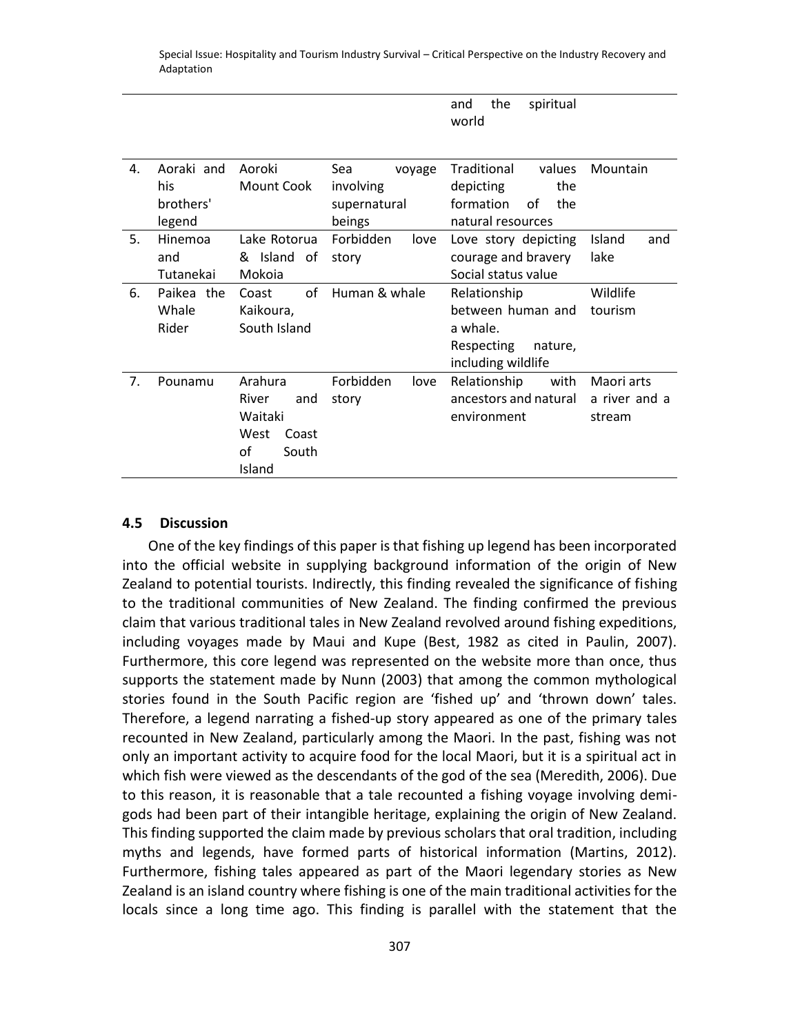| | | | | and the spiritual world | |
|---|---|---|---|---|---|
| 4. | Aoraki and his brothers' legend | Aoroki Mount Cook | Sea voyage involving supernatural beings | Traditional values depicting the formation of the natural resources | Mountain |
| 5. | Hinemoa and Tutanekai | Lake Rotorua & Island of Mokoia | Forbidden love story | Love story depicting courage and bravery Social status value | Island and lake |
| 6. | Paikea the Whale Rider | Coast of Kaikoura, South Island | Human & whale | Relationship between human and a whale. Respecting nature, including wildlife | Wildlife tourism |
| 7. | Pounamu | Arahura River and Waitaki West Coast of South Island | Forbidden love story | Relationship with ancestors and natural environment | Maori arts a river and a stream |

### 4.5 Discussion

One of the key findings of this paper is that fishing up legend has been incorporated into the official website in supplying background information of the origin of New Zealand to potential tourists. Indirectly, this finding revealed the significance of fishing to the traditional communities of New Zealand. The finding confirmed the previous claim that various traditional tales in New Zealand revolved around fishing expeditions, including voyages made by Maui and Kupe (Best, 1982 as cited in Paulin, 2007). Furthermore, this core legend was represented on the website more than once, thus supports the statement made by Nunn (2003) that among the common mythological stories found in the South Pacific region are 'fished up' and 'thrown down' tales. Therefore, a legend narrating a fished-up story appeared as one of the primary tales recounted in New Zealand, particularly among the Maori. In the past, fishing was not only an important activity to acquire food for the local Maori, but it is a spiritual act in which fish were viewed as the descendants of the god of the sea (Meredith, 2006). Due to this reason, it is reasonable that a tale recounted a fishing voyage involving demi-gods had been part of their intangible heritage, explaining the origin of New Zealand. This finding supported the claim made by previous scholars that oral tradition, including myths and legends, have formed parts of historical information (Martins, 2012). Furthermore, fishing tales appeared as part of the Maori legendary stories as New Zealand is an island country where fishing is one of the main traditional activities for the locals since a long time ago. This finding is parallel with the statement that the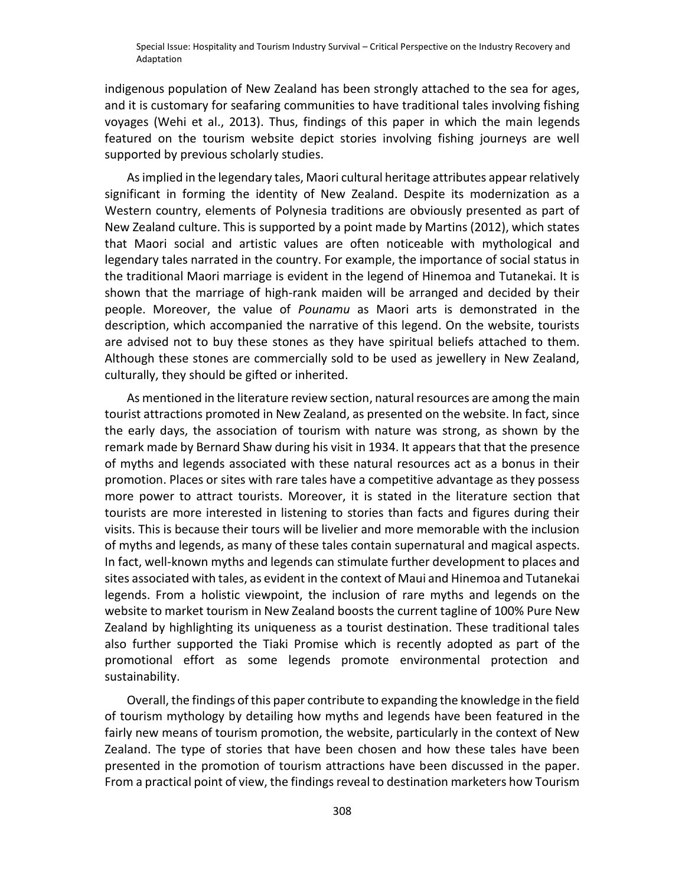indigenous population of New Zealand has been strongly attached to the sea for ages, and it is customary for seafaring communities to have traditional tales involving fishing voyages (Wehi et al., 2013). Thus, findings of this paper in which the main legends featured on the tourism website depict stories involving fishing journeys are well supported by previous scholarly studies.

As implied in the legendary tales, Maori cultural heritage attributes appear relatively significant in forming the identity of New Zealand. Despite its modernization as a Western country, elements of Polynesia traditions are obviously presented as part of New Zealand culture. This is supported by a point made by Martins (2012), which states that Maori social and artistic values are often noticeable with mythological and legendary tales narrated in the country. For example, the importance of social status in the traditional Maori marriage is evident in the legend of Hinemoa and Tutanekai. It is shown that the marriage of high-rank maiden will be arranged and decided by their people. Moreover, the value of *Pounamu* as Maori arts is demonstrated in the description, which accompanied the narrative of this legend. On the website, tourists are advised not to buy these stones as they have spiritual beliefs attached to them. Although these stones are commercially sold to be used as jewellery in New Zealand, culturally, they should be gifted or inherited.

As mentioned in the literature review section, natural resources are among the main tourist attractions promoted in New Zealand, as presented on the website. In fact, since the early days, the association of tourism with nature was strong, as shown by the remark made by Bernard Shaw during his visit in 1934. It appears that that the presence of myths and legends associated with these natural resources act as a bonus in their promotion. Places or sites with rare tales have a competitive advantage as they possess more power to attract tourists. Moreover, it is stated in the literature section that tourists are more interested in listening to stories than facts and figures during their visits. This is because their tours will be livelier and more memorable with the inclusion of myths and legends, as many of these tales contain supernatural and magical aspects. In fact, well-known myths and legends can stimulate further development to places and sites associated with tales, as evident in the context of Maui and Hinemoa and Tutanekai legends. From a holistic viewpoint, the inclusion of rare myths and legends on the website to market tourism in New Zealand boosts the current tagline of 100% Pure New Zealand by highlighting its uniqueness as a tourist destination. These traditional tales also further supported the Tiaki Promise which is recently adopted as part of the promotional effort as some legends promote environmental protection and sustainability.

Overall, the findings of this paper contribute to expanding the knowledge in the field of tourism mythology by detailing how myths and legends have been featured in the fairly new means of tourism promotion, the website, particularly in the context of New Zealand. The type of stories that have been chosen and how these tales have been presented in the promotion of tourism attractions have been discussed in the paper. From a practical point of view, the findings reveal to destination marketers how Tourism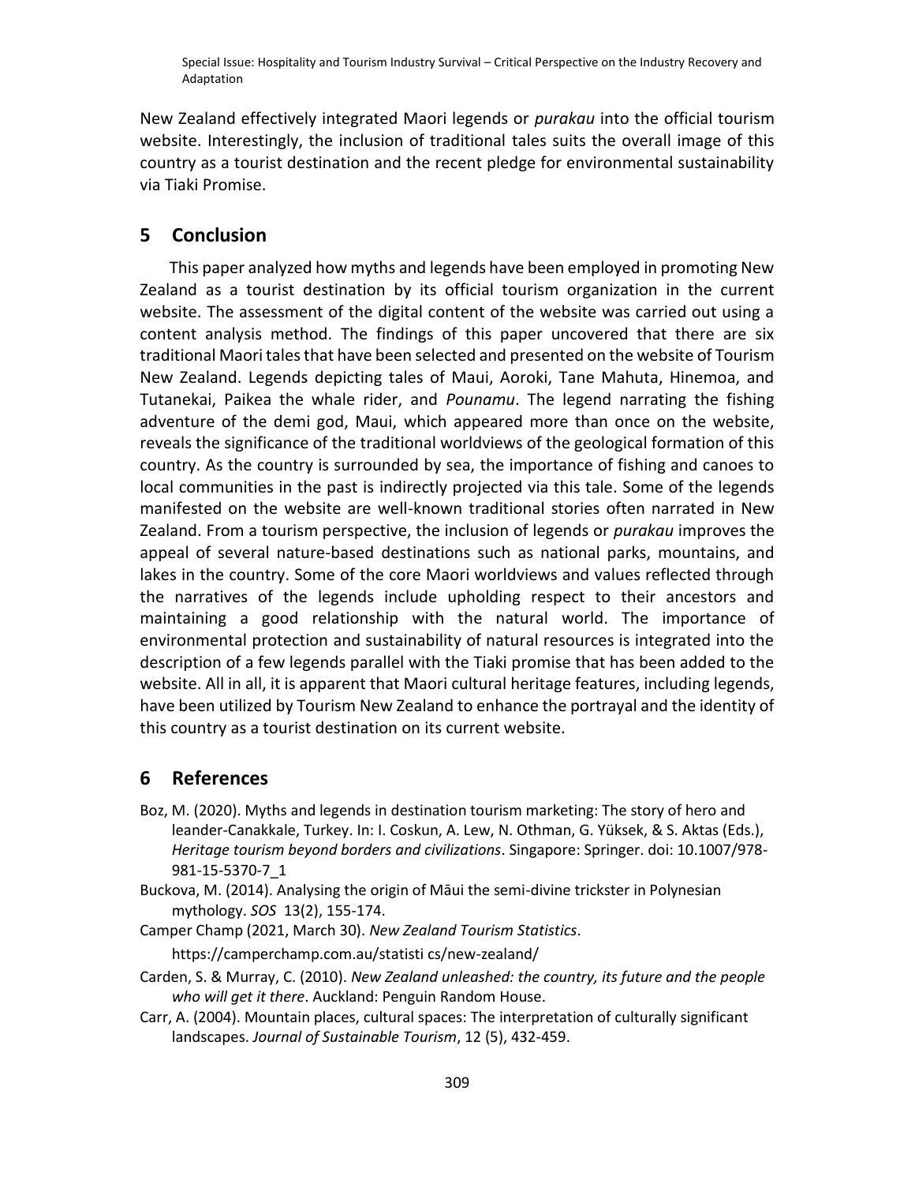New Zealand effectively integrated Maori legends or *purakau* into the official tourism website. Interestingly, the inclusion of traditional tales suits the overall image of this country as a tourist destination and the recent pledge for environmental sustainability via Tiaki Promise.

## 5 Conclusion

This paper analyzed how myths and legends have been employed in promoting New Zealand as a tourist destination by its official tourism organization in the current website. The assessment of the digital content of the website was carried out using a content analysis method. The findings of this paper uncovered that there are six traditional Maori tales that have been selected and presented on the website of Tourism New Zealand. Legends depicting tales of Maui, Aoroki, Tane Mahuta, Hinemoa, and Tutanekai, Paikea the whale rider, and *Pounamu*. The legend narrating the fishing adventure of the demi god, Maui, which appeared more than once on the website, reveals the significance of the traditional worldviews of the geological formation of this country. As the country is surrounded by sea, the importance of fishing and canoes to local communities in the past is indirectly projected via this tale. Some of the legends manifested on the website are well-known traditional stories often narrated in New Zealand. From a tourism perspective, the inclusion of legends or *purakau* improves the appeal of several nature-based destinations such as national parks, mountains, and lakes in the country. Some of the core Maori worldviews and values reflected through the narratives of the legends include upholding respect to their ancestors and maintaining a good relationship with the natural world. The importance of environmental protection and sustainability of natural resources is integrated into the description of a few legends parallel with the Tiaki promise that has been added to the website. All in all, it is apparent that Maori cultural heritage features, including legends, have been utilized by Tourism New Zealand to enhance the portrayal and the identity of this country as a tourist destination on its current website.

## 6 References

Boz, M. (2020). Myths and legends in destination tourism marketing: The story of hero and leander-Canakkale, Turkey. In: I. Coskun, A. Lew, N. Othman, G. Yüksek, & S. Aktas (Eds.), *Heritage tourism beyond borders and civilizations*. Singapore: Springer. doi: 10.1007/978-981-15-5370-7_1

Buckova, M. (2014). Analysing the origin of Māui the semi-divine trickster in Polynesian mythology. *SOS* 13(2), 155-174.

Camper Champ (2021, March 30). *New Zealand Tourism Statistics*. https://camperchamp.com.au/statisti cs/new-zealand/

Carden, S. & Murray, C. (2010). *New Zealand unleashed: the country, its future and the people who will get it there*. Auckland: Penguin Random House.

Carr, A. (2004). Mountain places, cultural spaces: The interpretation of culturally significant landscapes. *Journal of Sustainable Tourism*, 12 (5), 432-459.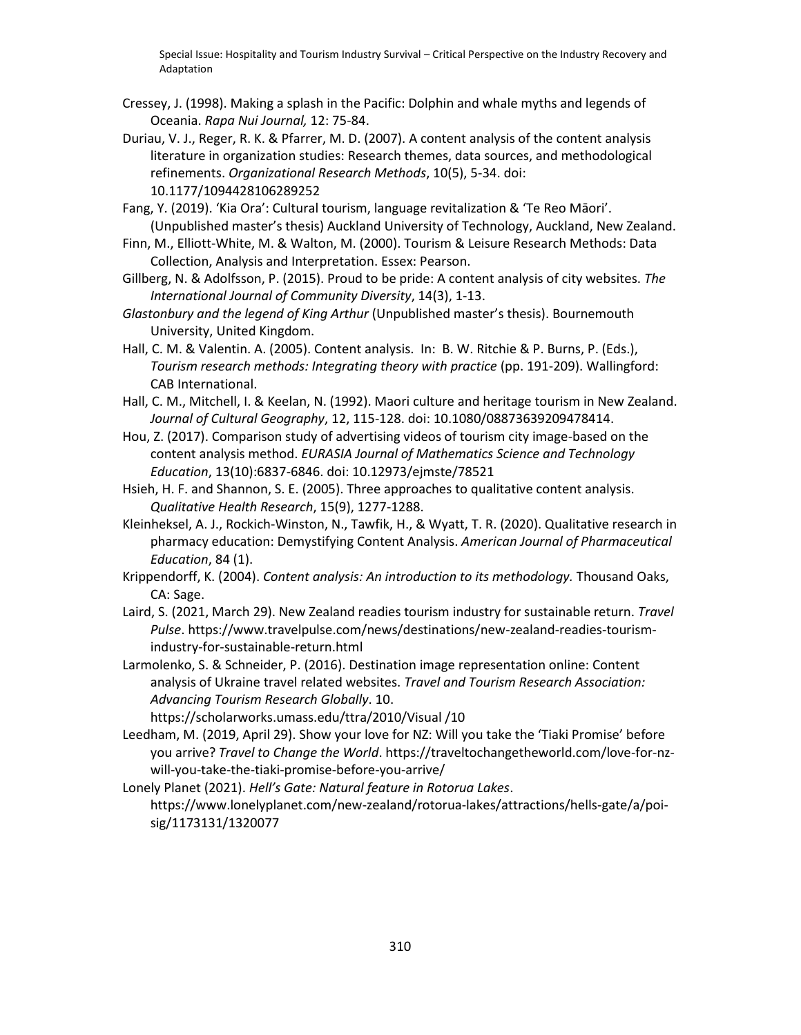Cressey, J. (1998). Making a splash in the Pacific: Dolphin and whale myths and legends of Oceania. *Rapa Nui Journal,* 12: 75-84.

Duriau, V. J., Reger, R. K. & Pfarrer, M. D. (2007). A content analysis of the content analysis literature in organization studies: Research themes, data sources, and methodological refinements. *Organizational Research Methods*, 10(5), 5-34. doi: 10.1177/1094428106289252

Fang, Y. (2019). 'Kia Ora': Cultural tourism, language revitalization & 'Te Reo Māori'. (Unpublished master's thesis) Auckland University of Technology, Auckland, New Zealand.

Finn, M., Elliott-White, M. & Walton, M. (2000). Tourism & Leisure Research Methods: Data Collection, Analysis and Interpretation. Essex: Pearson.

Gillberg, N. & Adolfsson, P. (2015). Proud to be pride: A content analysis of city websites. *The International Journal of Community Diversity*, 14(3), 1-13.

*Glastonbury and the legend of King Arthur* (Unpublished master's thesis). Bournemouth University, United Kingdom.

Hall, C. M. & Valentin. A. (2005). Content analysis. In: B. W. Ritchie & P. Burns, P. (Eds.), *Tourism research methods: Integrating theory with practice* (pp. 191-209). Wallingford: CAB International.

Hall, C. M., Mitchell, I. & Keelan, N. (1992). Maori culture and heritage tourism in New Zealand. *Journal of Cultural Geography*, 12, 115-128. doi: 10.1080/08873639209478414.

Hou, Z. (2017). Comparison study of advertising videos of tourism city image-based on the content analysis method. *EURASIA Journal of Mathematics Science and Technology Education*, 13(10):6837-6846. doi: 10.12973/ejmste/78521

Hsieh, H. F. and Shannon, S. E. (2005). Three approaches to qualitative content analysis. *Qualitative Health Research*, 15(9), 1277-1288.

Kleinheksel, A. J., Rockich-Winston, N., Tawfik, H., & Wyatt, T. R. (2020). Qualitative research in pharmacy education: Demystifying Content Analysis. *American Journal of Pharmaceutical Education*, 84 (1).

Krippendorff, K. (2004). *Content analysis: An introduction to its methodology.* Thousand Oaks, CA: Sage.

Laird, S. (2021, March 29). New Zealand readies tourism industry for sustainable return. *Travel Pulse*. https://www.travelpulse.com/news/destinations/new-zealand-readies-tourism-industry-for-sustainable-return.html

Larmolenko, S. & Schneider, P. (2016). Destination image representation online: Content analysis of Ukraine travel related websites. *Travel and Tourism Research Association: Advancing Tourism Research Globally*. 10. https://scholarworks.umass.edu/ttra/2010/Visual /10

Leedham, M. (2019, April 29). Show your love for NZ: Will you take the 'Tiaki Promise' before you arrive? *Travel to Change the World*. https://traveltochangetheworld.com/love-for-nz-will-you-take-the-tiaki-promise-before-you-arrive/

Lonely Planet (2021). *Hell's Gate: Natural feature in Rotorua Lakes*. https://www.lonelyplanet.com/new-zealand/rotorua-lakes/attractions/hells-gate/a/poi-sig/1173131/1320077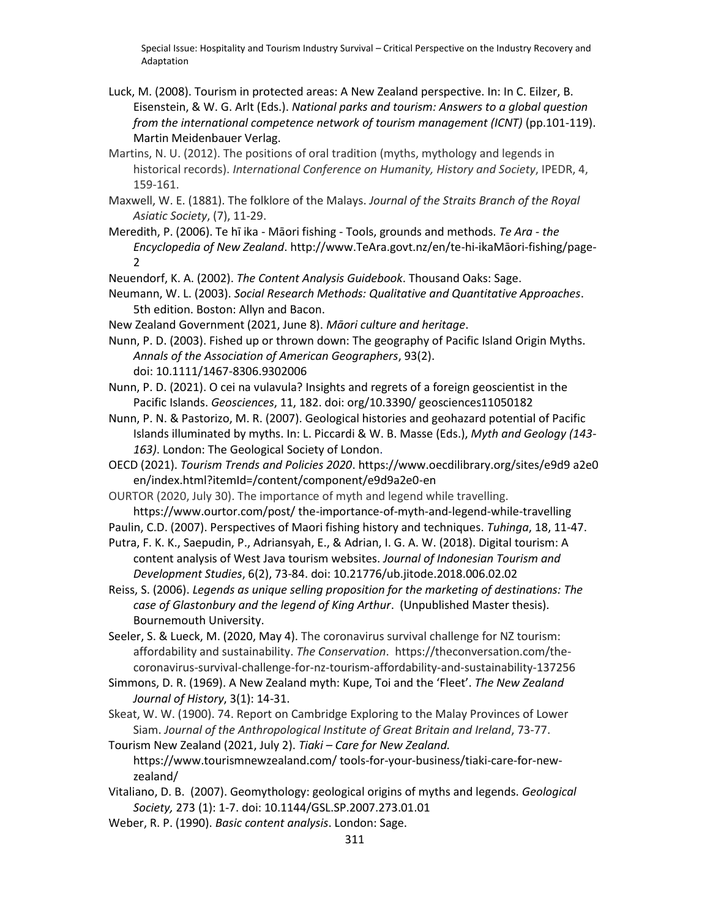Luck, M. (2008). Tourism in protected areas: A New Zealand perspective. In: In C. Eilzer, B. Eisenstein, & W. G. Arlt (Eds.). *National parks and tourism: Answers to a global question from the international competence network of tourism management (ICNT)* (pp.101-119). Martin Meidenbauer Verlag.

Martins, N. U. (2012). The positions of oral tradition (myths, mythology and legends in historical records). *International Conference on Humanity, History and Society*, IPEDR, 4, 159-161.

Maxwell, W. E. (1881). The folklore of the Malays. *Journal of the Straits Branch of the Royal Asiatic Society*, (7), 11-29.

Meredith, P. (2006). Te hī ika - Māori fishing - Tools, grounds and methods. *Te Ara - the Encyclopedia of New Zealand*. http://www.TeAra.govt.nz/en/te-hi-ikaMāori-fishing/page-2

Neuendorf, K. A. (2002). *The Content Analysis Guidebook*. Thousand Oaks: Sage.

Neumann, W. L. (2003). *Social Research Methods: Qualitative and Quantitative Approaches*. 5th edition. Boston: Allyn and Bacon.

New Zealand Government (2021, June 8). *Māori culture and heritage*.

Nunn, P. D. (2003). Fished up or thrown down: The geography of Pacific Island Origin Myths. *Annals of the Association of American Geographers*, 93(2). doi: 10.1111/1467-8306.9302006

Nunn, P. D. (2021). O cei na vulavula? Insights and regrets of a foreign geoscientist in the Pacific Islands. *Geosciences*, 11, 182. doi: org/10.3390/ geosciences11050182

Nunn, P. N. & Pastorizo, M. R. (2007). Geological histories and geohazard potential of Pacific Islands illuminated by myths. In: L. Piccardi & W. B. Masse (Eds.), *Myth and Geology (143-163)*. London: The Geological Society of London.

OECD (2021). *Tourism Trends and Policies 2020*. https://www.oecdilibrary.org/sites/e9d9 a2e0 en/index.html?itemId=/content/component/e9d9a2e0-en

OURTOR (2020, July 30). The importance of myth and legend while travelling. https://www.ourtor.com/post/ the-importance-of-myth-and-legend-while-travelling

Paulin, C.D. (2007). Perspectives of Maori fishing history and techniques. *Tuhinga*, 18, 11-47.

Putra, F. K. K., Saepudin, P., Adriansyah, E., & Adrian, I. G. A. W. (2018). Digital tourism: A content analysis of West Java tourism websites. *Journal of Indonesian Tourism and Development Studies*, 6(2), 73-84. doi: 10.21776/ub.jitode.2018.006.02.02

Reiss, S. (2006). *Legends as unique selling proposition for the marketing of destinations: The case of Glastonbury and the legend of King Arthur*. (Unpublished Master thesis). Bournemouth University.

Seeler, S. & Lueck, M. (2020, May 4). The coronavirus survival challenge for NZ tourism: affordability and sustainability. *The Conservation*. https://theconversation.com/the-coronavirus-survival-challenge-for-nz-tourism-affordability-and-sustainability-137256

Simmons, D. R. (1969). A New Zealand myth: Kupe, Toi and the 'Fleet'. *The New Zealand Journal of History*, 3(1): 14-31.

Skeat, W. W. (1900). 74. Report on Cambridge Exploring to the Malay Provinces of Lower Siam. *Journal of the Anthropological Institute of Great Britain and Ireland*, 73-77.

Tourism New Zealand (2021, July 2). *Tiaki – Care for New Zealand.* https://www.tourismnewzealand.com/ tools-for-your-business/tiaki-care-for-new-zealand/

Vitaliano, D. B. (2007). Geomythology: geological origins of myths and legends. *Geological Society,* 273 (1): 1-7. doi: 10.1144/GSL.SP.2007.273.01.01

Weber, R. P. (1990). *Basic content analysis*. London: Sage.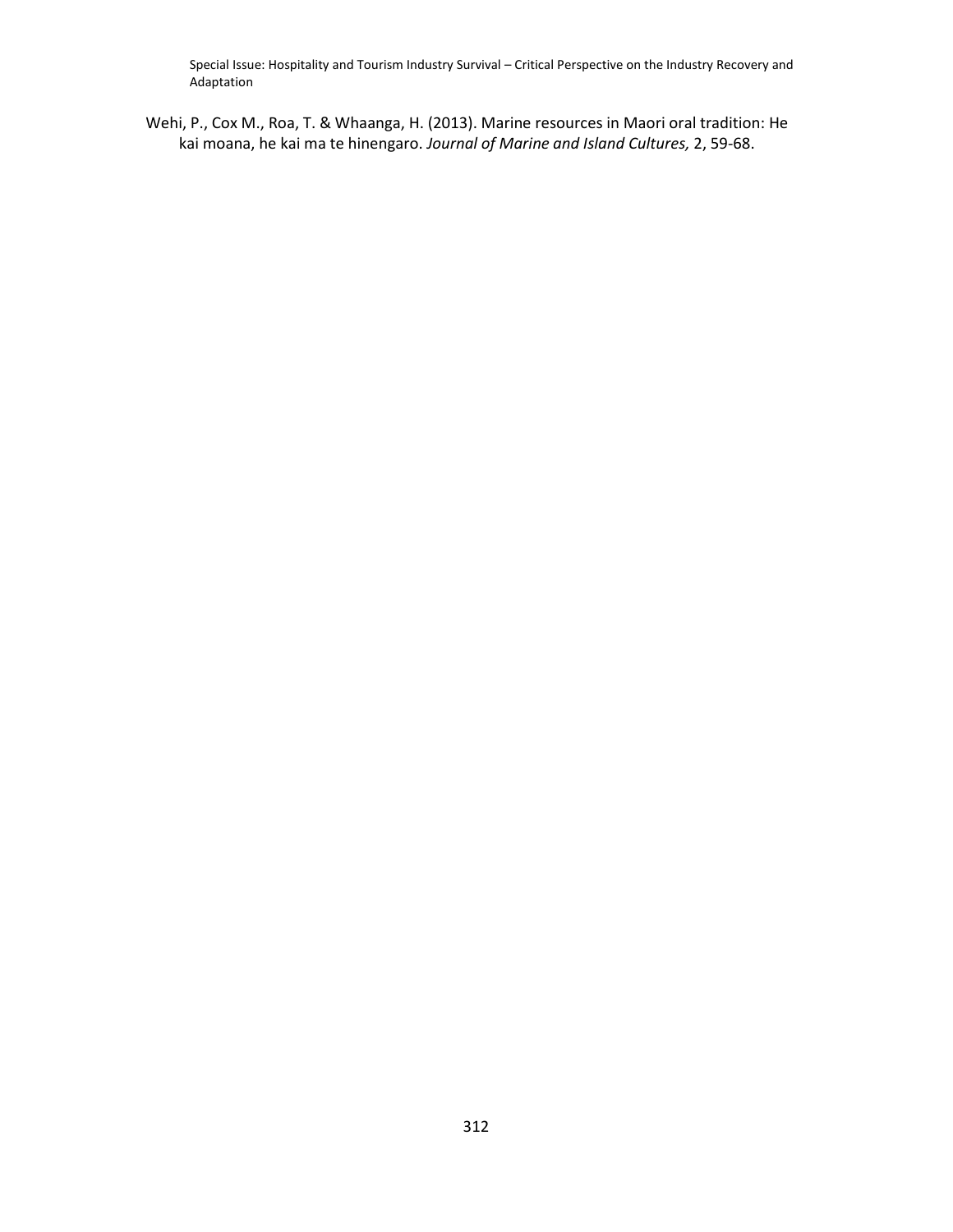Wehi, P., Cox M., Roa, T. & Whaanga, H. (2013). Marine resources in Maori oral tradition: He kai moana, he kai ma te hinengaro. *Journal of Marine and Island Cultures,* 2, 59-68.